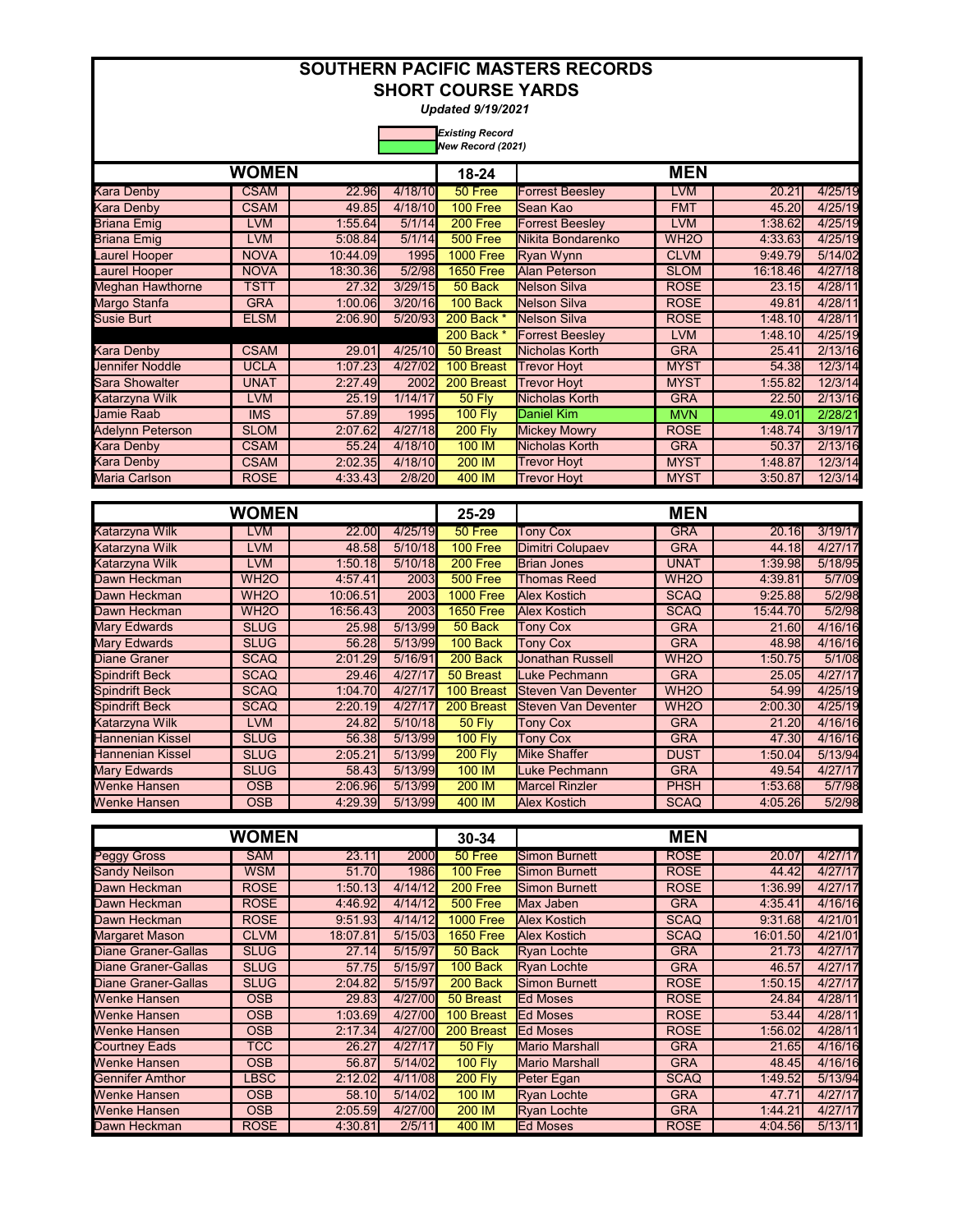# SOUTHERN PACIFIC MASTERS RECORDS

## SHORT COURSE YARDS

*Updated 9/19/2021*

*Existing Record*
*New Record (2021)*

| WOMEN | | | | 18-24 | MEN | | | |
|---|---|---|---|---|---|---|---|---|
| Kara Denby | CSAM | 22.96 | 4/18/10 | 50 Free | Forrest Beesley | LVM | 20.21 | 4/25/19 |
| Kara Denby | CSAM | 49.85 | 4/18/10 | 100 Free | Sean Kao | FMT | 45.20 | 4/25/19 |
| Briana Emig | LVM | 1:55.64 | 5/1/14 | 200 Free | Forrest Beesley | LVM | 1:38.62 | 4/25/19 |
| Briana Emig | LVM | 5:08.84 | 5/1/14 | 500 Free | Nikita Bondarenko | WH2O | 4:33.63 | 4/25/19 |
| Laurel Hooper | NOVA | 10:44.09 | 1995 | 1000 Free | Ryan Wynn | CLVM | 9:49.79 | 5/14/02 |
| Laurel Hooper | NOVA | 18:30.36 | 5/2/98 | 1650 Free | Alan Peterson | SLOM | 16:18.46 | 4/27/18 |
| Meghan Hawthorne | TSTT | 27.32 | 3/29/15 | 50 Back | Nelson Silva | ROSE | 23.15 | 4/28/11 |
| Margo Stanfa | GRA | 1:00.06 | 3/20/16 | 100 Back | Nelson Silva | ROSE | 49.81 | 4/28/11 |
| Susie Burt | ELSM | 2:06.90 | 5/20/93 | 200 Back * | Nelson Silva | ROSE | 1:48.10 | 4/28/11 |
| | | | | 200 Back * | Forrest Beesley | LVM | 1:48.10 | 4/25/19 |
| Kara Denby | CSAM | 29.01 | 4/25/10 | 50 Breast | Nicholas Korth | GRA | 25.41 | 2/13/16 |
| Jennifer Noddle | UCLA | 1:07.23 | 4/27/02 | 100 Breast | Trevor Hoyt | MYST | 54.38 | 12/3/14 |
| Sara Showalter | UNAT | 2:27.49 | 2002 | 200 Breast | Trevor Hoyt | MYST | 1:55.82 | 12/3/14 |
| Katarzyna Wilk | LVM | 25.19 | 1/14/17 | 50 Fly | Nicholas Korth | GRA | 22.50 | 2/13/16 |
| Jamie Raab | IMS | 57.89 | 1995 | 100 Fly | Daniel Kim | MVN | 49.01 | 2/28/21 |
| Adelynn Peterson | SLOM | 2:07.62 | 4/27/18 | 200 Fly | Mickey Mowry | ROSE | 1:48.74 | 3/19/17 |
| Kara Denby | CSAM | 55.24 | 4/18/10 | 100 IM | Nicholas Korth | GRA | 50.37 | 2/13/16 |
| Kara Denby | CSAM | 2:02.35 | 4/18/10 | 200 IM | Trevor Hoyt | MYST | 1:48.87 | 12/3/14 |
| Maria Carlson | ROSE | 4:33.43 | 2/8/20 | 400 IM | Trevor Hoyt | MYST | 3:50.87 | 12/3/14 |

| WOMEN | | | | 25-29 | MEN | | | |
|---|---|---|---|---|---|---|---|---|
| Katarzyna Wilk | LVM | 22.00 | 4/25/19 | 50 Free | Tony Cox | GRA | 20.16 | 3/19/17 |
| Katarzyna Wilk | LVM | 48.58 | 5/10/18 | 100 Free | Dimitri Colupaev | GRA | 44.18 | 4/27/17 |
| Katarzyna Wilk | LVM | 1:50.18 | 5/10/18 | 200 Free | Brian Jones | UNAT | 1:39.98 | 5/18/95 |
| Dawn Heckman | WH2O | 4:57.41 | 2003 | 500 Free | Thomas Reed | WH2O | 4:39.81 | 5/7/09 |
| Dawn Heckman | WH2O | 10:06.51 | 2003 | 1000 Free | Alex Kostich | SCAQ | 9:25.88 | 5/2/98 |
| Dawn Heckman | WH2O | 16:56.43 | 2003 | 1650 Free | Alex Kostich | SCAQ | 15:44.70 | 5/2/98 |
| Mary Edwards | SLUG | 25.98 | 5/13/99 | 50 Back | Tony Cox | GRA | 21.60 | 4/16/16 |
| Mary Edwards | SLUG | 56.28 | 5/13/99 | 100 Back | Tony Cox | GRA | 48.98 | 4/16/16 |
| Diane Graner | SCAQ | 2:01.29 | 5/16/91 | 200 Back | Jonathan Russell | WH2O | 1:50.75 | 5/1/08 |
| Spindrift Beck | SCAQ | 29.46 | 4/27/17 | 50 Breast | Luke Pechmann | GRA | 25.05 | 4/27/17 |
| Spindrift Beck | SCAQ | 1:04.70 | 4/27/17 | 100 Breast | Steven Van Deventer | WH2O | 54.99 | 4/25/19 |
| Spindrift Beck | SCAQ | 2:20.19 | 4/27/17 | 200 Breast | Steven Van Deventer | WH2O | 2:00.30 | 4/25/19 |
| Katarzyna Wilk | LVM | 24.82 | 5/10/18 | 50 Fly | Tony Cox | GRA | 21.20 | 4/16/16 |
| Hannenian Kissel | SLUG | 56.38 | 5/13/99 | 100 Fly | Tony Cox | GRA | 47.30 | 4/16/16 |
| Hannenian Kissel | SLUG | 2:05.21 | 5/13/99 | 200 Fly | Mike Shaffer | DUST | 1:50.04 | 5/13/94 |
| Mary Edwards | SLUG | 58.43 | 5/13/99 | 100 IM | Luke Pechmann | GRA | 49.54 | 4/27/17 |
| Wenke Hansen | OSB | 2:06.96 | 5/13/99 | 200 IM | Marcel Rinzler | PHSH | 1:53.68 | 5/7/98 |
| Wenke Hansen | OSB | 4:29.39 | 5/13/99 | 400 IM | Alex Kostich | SCAQ | 4:05.26 | 5/2/98 |

| WOMEN | | | | 30-34 | MEN | | | |
|---|---|---|---|---|---|---|---|---|
| Peggy Gross | SAM | 23.11 | 2000 | 50 Free | Simon Burnett | ROSE | 20.07 | 4/27/17 |
| Sandy Neilson | WSM | 51.70 | 1986 | 100 Free | Simon Burnett | ROSE | 44.42 | 4/27/17 |
| Dawn Heckman | ROSE | 1:50.13 | 4/14/12 | 200 Free | Simon Burnett | ROSE | 1:36.99 | 4/27/17 |
| Dawn Heckman | ROSE | 4:46.92 | 4/14/12 | 500 Free | Max Jaben | GRA | 4:35.41 | 4/16/16 |
| Dawn Heckman | ROSE | 9:51.93 | 4/14/12 | 1000 Free | Alex Kostich | SCAQ | 9:31.68 | 4/21/01 |
| Margaret Mason | CLVM | 18:07.81 | 5/15/03 | 1650 Free | Alex Kostich | SCAQ | 16:01.50 | 4/21/01 |
| Diane Graner-Gallas | SLUG | 27.14 | 5/15/97 | 50 Back | Ryan Lochte | GRA | 21.73 | 4/27/17 |
| Diane Graner-Gallas | SLUG | 57.75 | 5/15/97 | 100 Back | Ryan Lochte | GRA | 46.57 | 4/27/17 |
| Diane Graner-Gallas | SLUG | 2:04.82 | 5/15/97 | 200 Back | Simon Burnett | ROSE | 1:50.15 | 4/27/17 |
| Wenke Hansen | OSB | 29.83 | 4/27/00 | 50 Breast | Ed Moses | ROSE | 24.84 | 4/28/11 |
| Wenke Hansen | OSB | 1:03.69 | 4/27/00 | 100 Breast | Ed Moses | ROSE | 53.44 | 4/28/11 |
| Wenke Hansen | OSB | 2:17.34 | 4/27/00 | 200 Breast | Ed Moses | ROSE | 1:56.02 | 4/28/11 |
| Courtney Eads | TCC | 26.27 | 4/27/17 | 50 Fly | Mario Marshall | GRA | 21.65 | 4/16/16 |
| Wenke Hansen | OSB | 56.87 | 5/14/02 | 100 Fly | Mario Marshall | GRA | 48.45 | 4/16/16 |
| Gennifer Amthor | LBSC | 2:12.02 | 4/11/08 | 200 Fly | Peter Egan | SCAQ | 1:49.52 | 5/13/94 |
| Wenke Hansen | OSB | 58.10 | 5/14/02 | 100 IM | Ryan Lochte | GRA | 47.71 | 4/27/17 |
| Wenke Hansen | OSB | 2:05.59 | 4/27/00 | 200 IM | Ryan Lochte | GRA | 1:44.21 | 4/27/17 |
| Dawn Heckman | ROSE | 4:30.81 | 2/5/11 | 400 IM | Ed Moses | ROSE | 4:04.56 | 5/13/11 |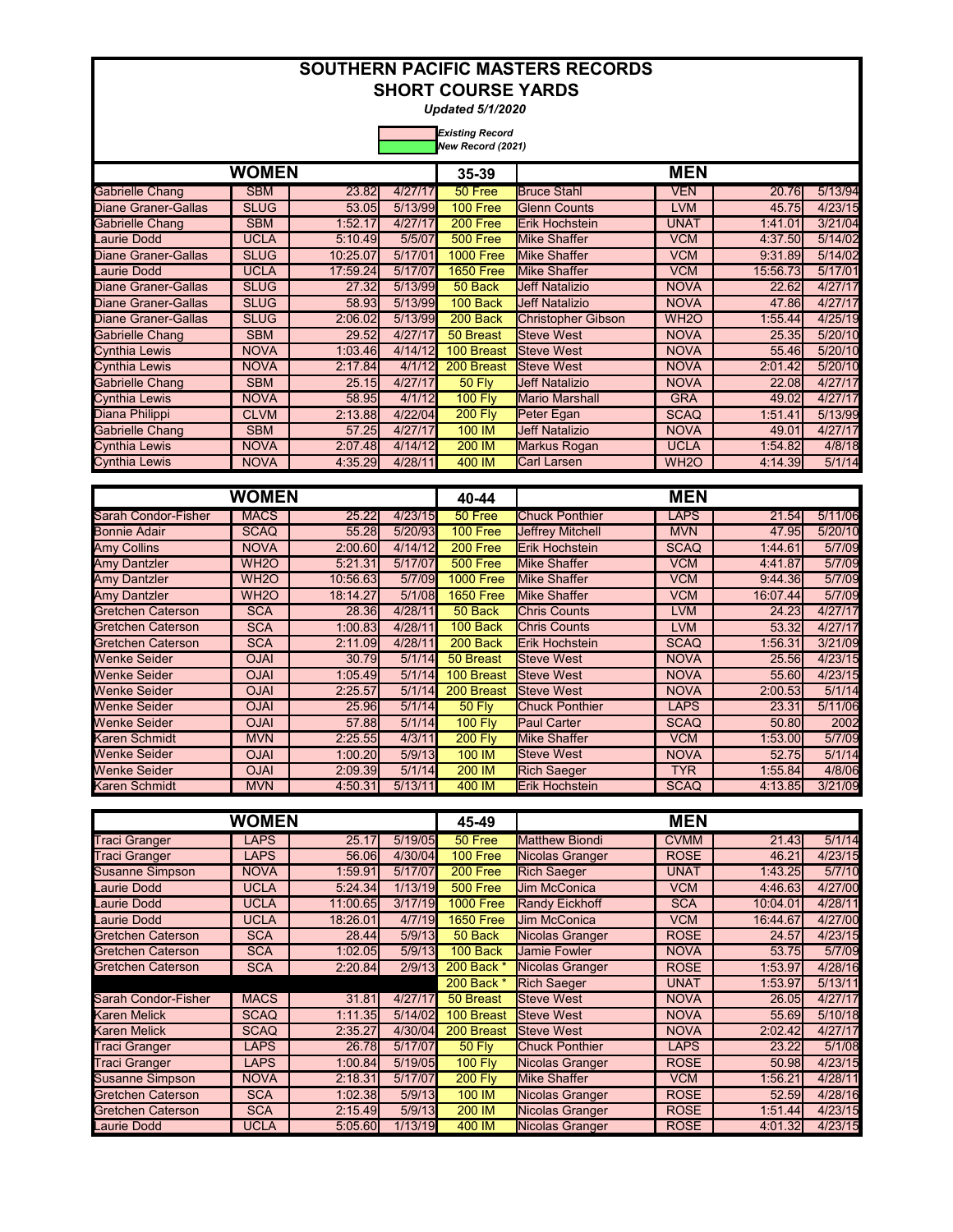# SOUTHERN PACIFIC MASTERS RECORDS
## SHORT COURSE YARDS

*Updated 5/1/2020*

*Existing Record*
*New Record (2021)*

| WOMEN | | | | 35-39 | MEN | | | |
|---|---|---|---|---|---|---|---|---|
| Gabrielle Chang | SBM | 23.82 | 4/27/17 | 50 Free | Bruce Stahl | VEN | 20.76 | 5/13/94 |
| Diane Graner-Gallas | SLUG | 53.05 | 5/13/99 | 100 Free | Glenn Counts | LVM | 45.75 | 4/23/15 |
| Gabrielle Chang | SBM | 1:52.17 | 4/27/17 | 200 Free | Erik Hochstein | UNAT | 1:41.01 | 3/21/04 |
| Laurie Dodd | UCLA | 5:10.49 | 5/5/07 | 500 Free | Mike Shaffer | VCM | 4:37.50 | 5/14/02 |
| Diane Graner-Gallas | SLUG | 10:25.07 | 5/17/01 | 1000 Free | Mike Shaffer | VCM | 9:31.89 | 5/14/02 |
| Laurie Dodd | UCLA | 17:59.24 | 5/17/07 | 1650 Free | Mike Shaffer | VCM | 15:56.73 | 5/17/01 |
| Diane Graner-Gallas | SLUG | 27.32 | 5/13/99 | 50 Back | Jeff Natalizio | NOVA | 22.62 | 4/27/17 |
| Diane Graner-Gallas | SLUG | 58.93 | 5/13/99 | 100 Back | Jeff Natalizio | NOVA | 47.86 | 4/27/17 |
| Diane Graner-Gallas | SLUG | 2:06.02 | 5/13/99 | 200 Back | Christopher Gibson | WH2O | 1:55.44 | 4/25/19 |
| Gabrielle Chang | SBM | 29.52 | 4/27/17 | 50 Breast | Steve West | NOVA | 25.35 | 5/20/10 |
| Cynthia Lewis | NOVA | 1:03.46 | 4/14/12 | 100 Breast | Steve West | NOVA | 55.46 | 5/20/10 |
| Cynthia Lewis | NOVA | 2:17.84 | 4/1/12 | 200 Breast | Steve West | NOVA | 2:01.42 | 5/20/10 |
| Gabrielle Chang | SBM | 25.15 | 4/27/17 | 50 Fly | Jeff Natalizio | NOVA | 22.08 | 4/27/17 |
| Cynthia Lewis | NOVA | 58.95 | 4/1/12 | 100 Fly | Mario Marshall | GRA | 49.02 | 4/27/17 |
| Diana Philippi | CLVM | 2:13.88 | 4/22/04 | 200 Fly | Peter Egan | SCAQ | 1:51.41 | 5/13/99 |
| Gabrielle Chang | SBM | 57.25 | 4/27/17 | 100 IM | Jeff Natalizio | NOVA | 49.01 | 4/27/17 |
| Cynthia Lewis | NOVA | 2:07.48 | 4/14/12 | 200 IM | Markus Rogan | UCLA | 1:54.82 | 4/8/18 |
| Cynthia Lewis | NOVA | 4:35.29 | 4/28/11 | 400 IM | Carl Larsen | WH2O | 4:14.39 | 5/1/14 |

| WOMEN | | | | 40-44 | MEN | | | |
|---|---|---|---|---|---|---|---|---|
| Sarah Condor-Fisher | MACS | 25.22 | 4/23/15 | 50 Free | Chuck Ponthier | LAPS | 21.54 | 5/11/06 |
| Bonnie Adair | SCAQ | 55.28 | 5/20/93 | 100 Free | Jeffrey Mitchell | MVN | 47.95 | 5/20/10 |
| Amy Collins | NOVA | 2:00.60 | 4/14/12 | 200 Free | Erik Hochstein | SCAQ | 1:44.61 | 5/7/09 |
| Amy Dantzler | WH2O | 5:21.31 | 5/17/07 | 500 Free | Mike Shaffer | VCM | 4:41.87 | 5/7/09 |
| Amy Dantzler | WH2O | 10:56.63 | 5/7/09 | 1000 Free | Mike Shaffer | VCM | 9:44.36 | 5/7/09 |
| Amy Dantzler | WH2O | 18:14.27 | 5/1/08 | 1650 Free | Mike Shaffer | VCM | 16:07.44 | 5/7/09 |
| Gretchen Caterson | SCA | 28.36 | 4/28/11 | 50 Back | Chris Counts | LVM | 24.23 | 4/27/17 |
| Gretchen Caterson | SCA | 1:00.83 | 4/28/11 | 100 Back | Chris Counts | LVM | 53.32 | 4/27/17 |
| Gretchen Caterson | SCA | 2:11.09 | 4/28/11 | 200 Back | Erik Hochstein | SCAQ | 1:56.31 | 3/21/09 |
| Wenke Seider | OJAI | 30.79 | 5/1/14 | 50 Breast | Steve West | NOVA | 25.56 | 4/23/15 |
| Wenke Seider | OJAI | 1:05.49 | 5/1/14 | 100 Breast | Steve West | NOVA | 55.60 | 4/23/15 |
| Wenke Seider | OJAI | 2:25.57 | 5/1/14 | 200 Breast | Steve West | NOVA | 2:00.53 | 5/1/14 |
| Wenke Seider | OJAI | 25.96 | 5/1/14 | 50 Fly | Chuck Ponthier | LAPS | 23.31 | 5/11/06 |
| Wenke Seider | OJAI | 57.88 | 5/1/14 | 100 Fly | Paul Carter | SCAQ | 50.80 | 2002 |
| Karen Schmidt | MVN | 2:25.55 | 4/3/11 | 200 Fly | Mike Shaffer | VCM | 1:53.00 | 5/7/09 |
| Wenke Seider | OJAI | 1:00.20 | 5/9/13 | 100 IM | Steve West | NOVA | 52.75 | 5/1/14 |
| Wenke Seider | OJAI | 2:09.39 | 5/1/14 | 200 IM | Rich Saeger | TYR | 1:55.84 | 4/8/06 |
| Karen Schmidt | MVN | 4:50.31 | 5/13/11 | 400 IM | Erik Hochstein | SCAQ | 4:13.85 | 3/21/09 |

| WOMEN | | | | 45-49 | MEN | | | |
|---|---|---|---|---|---|---|---|---|
| Traci Granger | LAPS | 25.17 | 5/19/05 | 50 Free | Matthew Biondi | CVMM | 21.43 | 5/1/14 |
| Traci Granger | LAPS | 56.06 | 4/30/04 | 100 Free | Nicolas Granger | ROSE | 46.21 | 4/23/15 |
| Susanne Simpson | NOVA | 1:59.91 | 5/17/07 | 200 Free | Rich Saeger | UNAT | 1:43.25 | 5/7/10 |
| Laurie Dodd | UCLA | 5:24.34 | 1/13/19 | 500 Free | Jim McConica | VCM | 4:46.63 | 4/27/00 |
| Laurie Dodd | UCLA | 11:00.65 | 3/17/19 | 1000 Free | Randy Eickhoff | SCA | 10:04.01 | 4/28/11 |
| Laurie Dodd | UCLA | 18:26.01 | 4/7/19 | 1650 Free | Jim McConica | VCM | 16:44.67 | 4/27/00 |
| Gretchen Caterson | SCA | 28.44 | 5/9/13 | 50 Back | Nicolas Granger | ROSE | 24.57 | 4/23/15 |
| Gretchen Caterson | SCA | 1:02.05 | 5/9/13 | 100 Back | Jamie Fowler | NOVA | 53.75 | 5/7/09 |
| Gretchen Caterson | SCA | 2:20.84 | 2/9/13 | 200 Back * | Nicolas Granger | ROSE | 1:53.97 | 4/28/16 |
| | | | | 200 Back * | Rich Saeger | UNAT | 1:53.97 | 5/13/11 |
| Sarah Condor-Fisher | MACS | 31.81 | 4/27/17 | 50 Breast | Steve West | NOVA | 26.05 | 4/27/17 |
| Karen Melick | SCAQ | 1:11.35 | 5/14/02 | 100 Breast | Steve West | NOVA | 55.69 | 5/10/18 |
| Karen Melick | SCAQ | 2:35.27 | 4/30/04 | 200 Breast | Steve West | NOVA | 2:02.42 | 4/27/17 |
| Traci Granger | LAPS | 26.78 | 5/17/07 | 50 Fly | Chuck Ponthier | LAPS | 23.22 | 5/1/08 |
| Traci Granger | LAPS | 1:00.84 | 5/19/05 | 100 Fly | Nicolas Granger | ROSE | 50.98 | 4/23/15 |
| Susanne Simpson | NOVA | 2:18.31 | 5/17/07 | 200 Fly | Mike Shaffer | VCM | 1:56.21 | 4/28/11 |
| Gretchen Caterson | SCA | 1:02.38 | 5/9/13 | 100 IM | Nicolas Granger | ROSE | 52.59 | 4/28/16 |
| Gretchen Caterson | SCA | 2:15.49 | 5/9/13 | 200 IM | Nicolas Granger | ROSE | 1:51.44 | 4/23/15 |
| Laurie Dodd | UCLA | 5:05.60 | 1/13/19 | 400 IM | Nicolas Granger | ROSE | 4:01.32 | 4/23/15 |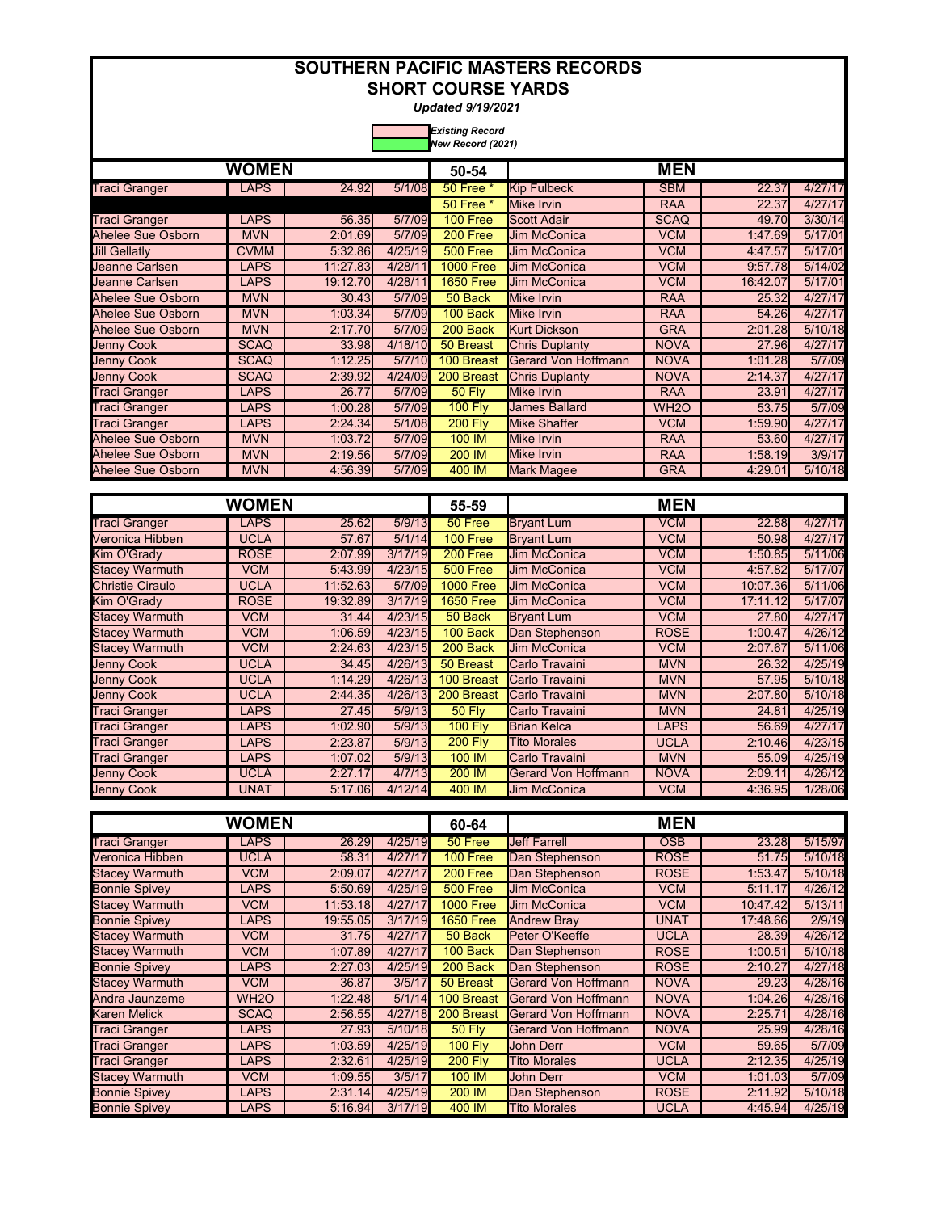# SOUTHERN PACIFIC MASTERS RECORDS
## SHORT COURSE YARDS

*Updated 9/19/2021*

*Existing Record*
*New Record (2021)*

| WOMEN | | | | 50-54 | MEN | | | |
|---|---|---|---|---|---|---|---|---|
| Traci Granger | LAPS | 24.92 | 5/1/08 | 50 Free * | Kip Fulbeck | SBM | 22.37 | 4/27/17 |
| | | | | 50 Free * | Mike Irvin | RAA | 22.37 | 4/27/17 |
| Traci Granger | LAPS | 56.35 | 5/7/09 | 100 Free | Scott Adair | SCAQ | 49.70 | 3/30/14 |
| Ahelee Sue Osborn | MVN | 2:01.69 | 5/7/09 | 200 Free | Jim McConica | VCM | 1:47.69 | 5/17/01 |
| Jill Gellatly | CVMM | 5:32.86 | 4/25/19 | 500 Free | Jim McConica | VCM | 4:47.57 | 5/17/01 |
| Jeanne Carlsen | LAPS | 11:27.83 | 4/28/11 | 1000 Free | Jim McConica | VCM | 9:57.78 | 5/14/02 |
| Jeanne Carlsen | LAPS | 19:12.70 | 4/28/11 | 1650 Free | Jim McConica | VCM | 16:42.07 | 5/17/01 |
| Ahelee Sue Osborn | MVN | 30.43 | 5/7/09 | 50 Back | Mike Irvin | RAA | 25.32 | 4/27/17 |
| Ahelee Sue Osborn | MVN | 1:03.34 | 5/7/09 | 100 Back | Mike Irvin | RAA | 54.26 | 4/27/17 |
| Ahelee Sue Osborn | MVN | 2:17.70 | 5/7/09 | 200 Back | Kurt Dickson | GRA | 2:01.28 | 5/10/18 |
| Jenny Cook | SCAQ | 33.98 | 4/18/10 | 50 Breast | Chris Duplanty | NOVA | 27.96 | 4/27/17 |
| Jenny Cook | SCAQ | 1:12.25 | 5/7/10 | 100 Breast | Gerard Von Hoffmann | NOVA | 1:01.28 | 5/7/09 |
| Jenny Cook | SCAQ | 2:39.92 | 4/24/09 | 200 Breast | Chris Duplanty | NOVA | 2:14.37 | 4/27/17 |
| Traci Granger | LAPS | 26.77 | 5/7/09 | 50 Fly | Mike Irvin | RAA | 23.91 | 4/27/17 |
| Traci Granger | LAPS | 1:00.28 | 5/7/09 | 100 Fly | James Ballard | WH2O | 53.75 | 5/7/09 |
| Traci Granger | LAPS | 2:24.34 | 5/1/08 | 200 Fly | Mike Shaffer | VCM | 1:59.90 | 4/27/17 |
| Ahelee Sue Osborn | MVN | 1:03.72 | 5/7/09 | 100 IM | Mike Irvin | RAA | 53.60 | 4/27/17 |
| Ahelee Sue Osborn | MVN | 2:19.56 | 5/7/09 | 200 IM | Mike Irvin | RAA | 1:58.19 | 3/9/17 |
| Ahelee Sue Osborn | MVN | 4:56.39 | 5/7/09 | 400 IM | Mark Magee | GRA | 4:29.01 | 5/10/18 |

| WOMEN | | | | 55-59 | MEN | | | |
|---|---|---|---|---|---|---|---|---|
| Traci Granger | LAPS | 25.62 | 5/9/13 | 50 Free | Bryant Lum | VCM | 22.88 | 4/27/17 |
| Veronica Hibben | UCLA | 57.67 | 5/1/14 | 100 Free | Bryant Lum | VCM | 50.98 | 4/27/17 |
| Kim O'Grady | ROSE | 2:07.99 | 3/17/19 | 200 Free | Jim McConica | VCM | 1:50.85 | 5/11/06 |
| Stacey Warmuth | VCM | 5:43.99 | 4/23/15 | 500 Free | Jim McConica | VCM | 4:57.82 | 5/17/07 |
| Christie Ciraulo | UCLA | 11:52.63 | 5/7/09 | 1000 Free | Jim McConica | VCM | 10:07.36 | 5/11/06 |
| Kim O'Grady | ROSE | 19:32.89 | 3/17/19 | 1650 Free | Jim McConica | VCM | 17:11.12 | 5/17/07 |
| Stacey Warmuth | VCM | 31.44 | 4/23/15 | 50 Back | Bryant Lum | VCM | 27.80 | 4/27/17 |
| Stacey Warmuth | VCM | 1:06.59 | 4/23/15 | 100 Back | Dan Stephenson | ROSE | 1:00.47 | 4/26/12 |
| Stacey Warmuth | VCM | 2:24.63 | 4/23/15 | 200 Back | Jim McConica | VCM | 2:07.67 | 5/11/06 |
| Jenny Cook | UCLA | 34.45 | 4/26/13 | 50 Breast | Carlo Travaini | MVN | 26.32 | 4/25/19 |
| Jenny Cook | UCLA | 1:14.29 | 4/26/13 | 100 Breast | Carlo Travaini | MVN | 57.95 | 5/10/18 |
| Jenny Cook | UCLA | 2:44.35 | 4/26/13 | 200 Breast | Carlo Travaini | MVN | 2:07.80 | 5/10/18 |
| Traci Granger | LAPS | 27.45 | 5/9/13 | 50 Fly | Carlo Travaini | MVN | 24.81 | 4/25/19 |
| Traci Granger | LAPS | 1:02.90 | 5/9/13 | 100 Fly | Brian Kelca | LAPS | 56.69 | 4/27/17 |
| Traci Granger | LAPS | 2:23.87 | 5/9/13 | 200 Fly | Tito Morales | UCLA | 2:10.46 | 4/23/15 |
| Traci Granger | LAPS | 1:07.02 | 5/9/13 | 100 IM | Carlo Travaini | MVN | 55.09 | 4/25/19 |
| Jenny Cook | UCLA | 2:27.17 | 4/7/13 | 200 IM | Gerard Von Hoffmann | NOVA | 2:09.11 | 4/26/12 |
| Jenny Cook | UNAT | 5:17.06 | 4/12/14 | 400 IM | Jim McConica | VCM | 4:36.95 | 1/28/06 |

| WOMEN | | | | 60-64 | MEN | | | |
|---|---|---|---|---|---|---|---|---|
| Traci Granger | LAPS | 26.29 | 4/25/19 | 50 Free | Jeff Farrell | OSB | 23.28 | 5/15/97 |
| Veronica Hibben | UCLA | 58.31 | 4/27/17 | 100 Free | Dan Stephenson | ROSE | 51.75 | 5/10/18 |
| Stacey Warmuth | VCM | 2:09.07 | 4/27/17 | 200 Free | Dan Stephenson | ROSE | 1:53.47 | 5/10/18 |
| Bonnie Spivey | LAPS | 5:50.69 | 4/25/19 | 500 Free | Jim McConica | VCM | 5:11.17 | 4/26/12 |
| Stacey Warmuth | VCM | 11:53.18 | 4/27/17 | 1000 Free | Jim McConica | VCM | 10:47.42 | 5/13/11 |
| Bonnie Spivey | LAPS | 19:55.05 | 3/17/19 | 1650 Free | Andrew Bray | UNAT | 17:48.66 | 2/9/19 |
| Stacey Warmuth | VCM | 31.75 | 4/27/17 | 50 Back | Peter O'Keeffe | UCLA | 28.39 | 4/26/12 |
| Stacey Warmuth | VCM | 1:07.89 | 4/27/17 | 100 Back | Dan Stephenson | ROSE | 1:00.51 | 5/10/18 |
| Bonnie Spivey | LAPS | 2:27.03 | 4/25/19 | 200 Back | Dan Stephenson | ROSE | 2:10.27 | 4/27/18 |
| Stacey Warmuth | VCM | 36.87 | 3/5/17 | 50 Breast | Gerard Von Hoffmann | NOVA | 29.23 | 4/28/16 |
| Andra Jaunzeme | WH2O | 1:22.48 | 5/1/14 | 100 Breast | Gerard Von Hoffmann | NOVA | 1:04.26 | 4/28/16 |
| Karen Melick | SCAQ | 2:56.55 | 4/27/18 | 200 Breast | Gerard Von Hoffmann | NOVA | 2:25.71 | 4/28/16 |
| Traci Granger | LAPS | 27.93 | 5/10/18 | 50 Fly | Gerard Von Hoffmann | NOVA | 25.99 | 4/28/16 |
| Traci Granger | LAPS | 1:03.59 | 4/25/19 | 100 Fly | John Derr | VCM | 59.65 | 5/7/09 |
| Traci Granger | LAPS | 2:32.61 | 4/25/19 | 200 Fly | Tito Morales | UCLA | 2:12.35 | 4/25/19 |
| Stacey Warmuth | VCM | 1:09.55 | 3/5/17 | 100 IM | John Derr | VCM | 1:01.03 | 5/7/09 |
| Bonnie Spivey | LAPS | 2:31.14 | 4/25/19 | 200 IM | Dan Stephenson | ROSE | 2:11.92 | 5/10/18 |
| Bonnie Spivey | LAPS | 5:16.94 | 3/17/19 | 400 IM | Tito Morales | UCLA | 4:45.94 | 4/25/19 |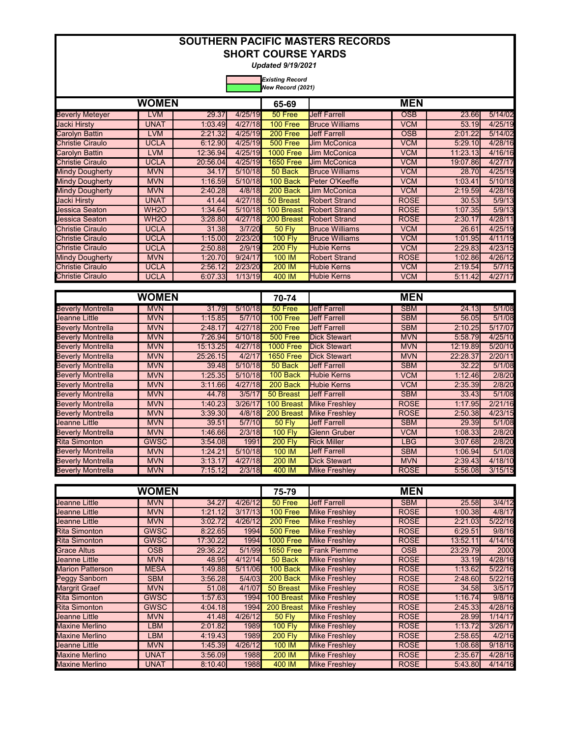# SOUTHERN PACIFIC MASTERS RECORDS
## SHORT COURSE YARDS

***Updated 9/19/2021***

*Existing Record*
*New Record (2021)*

| WOMEN | | | | 65-69 | MEN | | | |
|---|---|---|---|---|---|---|---|---|
| Beverly Meteyer | LVM | 29.37 | 4/25/19 | 50 Free | Jeff Farrell | OSB | 23.66 | 5/14/02 |
| Jacki Hirsty | UNAT | 1:03.49 | 4/27/18 | 100 Free | Bruce Williams | VCM | 53.19 | 4/25/19 |
| Carolyn Battin | LVM | 2:21.32 | 4/25/19 | 200 Free | Jeff Farrell | OSB | 2:01.22 | 5/14/02 |
| Christie Ciraulo | UCLA | 6:12.90 | 4/25/19 | 500 Free | Jim McConica | VCM | 5:29.10 | 4/28/16 |
| Carolyn Battin | LVM | 12:36.94 | 4/25/19 | 1000 Free | Jim McConica | VCM | 11:23.13 | 4/16/16 |
| Christie Ciraulo | UCLA | 20:56.04 | 4/25/19 | 1650 Free | Jim McConica | VCM | 19:07.86 | 4/27/17 |
| Mindy Dougherty | MVN | 34.17 | 5/10/18 | 50 Back | Bruce Williams | VCM | 28.70 | 4/25/19 |
| Mindy Dougherty | MVN | 1:16.59 | 5/10/18 | 100 Back | Peter O'Keeffe | VCM | 1:03.41 | 5/10/18 |
| Mindy Dougherty | MVN | 2:40.28 | 4/8/18 | 200 Back | Jim McConica | VCM | 2:19.59 | 4/28/16 |
| Jacki Hirsty | UNAT | 41.44 | 4/27/18 | 50 Breast | Robert Strand | ROSE | 30.53 | 5/9/13 |
| Jessica Seaton | WH2O | 1:34.64 | 5/10/18 | 100 Breast | Robert Strand | ROSE | 1:07.35 | 5/9/13 |
| Jessica Seaton | WH2O | 3:28.80 | 4/27/18 | 200 Breast | Robert Strand | ROSE | 2:30.17 | 4/28/11 |
| Christie Ciraulo | UCLA | 31.38 | 3/7/20 | 50 Fly | Bruce Williams | VCM | 26.61 | 4/25/19 |
| Christie Ciraulo | UCLA | 1:15.00 | 2/23/20 | 100 Fly | Bruce Williams | VCM | 1:01.95 | 4/11/19 |
| Christie Ciraulo | UCLA | 2:50.88 | 2/9/19 | 200 Fly | Hubie Kerns | VCM | 2:29.83 | 4/23/15 |
| Mindy Dougherty | MVN | 1:20.70 | 9/24/17 | 100 IM | Robert Strand | ROSE | 1:02.86 | 4/26/12 |
| Christie Ciraulo | UCLA | 2:56.12 | 2/23/20 | 200 IM | Hubie Kerns | VCM | 2:19.54 | 5/7/15 |
| Christie Ciraulo | UCLA | 6:07.33 | 1/13/19 | 400 IM | Hubie Kerns | VCM | 5:11.42 | 4/27/17 |

| WOMEN | | | | 70-74 | MEN | | | |
|---|---|---|---|---|---|---|---|---|
| Beverly Montrella | MVN | 31.79 | 5/10/18 | 50 Free | Jeff Farrell | SBM | 24.13 | 5/1/08 |
| Jeanne Little | MVN | 1:15.85 | 5/7/10 | 100 Free | Jeff Farrell | SBM | 56.05 | 5/1/08 |
| Beverly Montrella | MVN | 2:48.17 | 4/27/18 | 200 Free | Jeff Farrell | SBM | 2:10.25 | 5/17/07 |
| Beverly Montrella | MVN | 7:26.94 | 5/10/18 | 500 Free | Dick Stewart | MVN | 5:58.79 | 4/25/10 |
| Beverly Montrella | MVN | 15:13.25 | 4/27/18 | 1000 Free | Dick Stewart | MVN | 12:19.89 | 5/20/10 |
| Beverly Montrella | MVN | 25:26.15 | 4/2/17 | 1650 Free | Dick Stewart | MVN | 22:28.37 | 2/20/11 |
| Beverly Montrella | MVN | 39.48 | 5/10/18 | 50 Back | Jeff Farrell | SBM | 32.22 | 5/1/08 |
| Beverly Montrella | MVN | 1:25.35 | 5/10/18 | 100 Back | Hubie Kerns | VCM | 1:12.46 | 2/8/20 |
| Beverly Montrella | MVN | 3:11.66 | 4/27/18 | 200 Back | Hubie Kerns | VCM | 2:35.39 | 2/8/20 |
| Beverly Montrella | MVN | 44.78 | 3/5/17 | 50 Breast | Jeff Farrell | SBM | 33.43 | 5/1/08 |
| Beverly Montrella | MVN | 1:40.23 | 3/26/17 | 100 Breast | Mike Freshley | ROSE | 1:17.95 | 2/21/16 |
| Beverly Montrella | MVN | 3:39.30 | 4/8/18 | 200 Breast | Mike Freshley | ROSE | 2:50.38 | 4/23/15 |
| Jeanne Little | MVN | 39.51 | 5/7/10 | 50 Fly | Jeff Farrell | SBM | 29.39 | 5/1/08 |
| Beverly Montrella | MVN | 1:46.66 | 2/3/18 | 100 Fly | Glenn Gruber | VCM | 1:08.33 | 2/8/20 |
| Rita Simonton | GWSC | 3:54.08 | 1991 | 200 Fly | Rick Miller | LBG | 3:07.68 | 2/8/20 |
| Beverly Montrella | MVN | 1:24.21 | 5/10/18 | 100 IM | Jeff Farrell | SBM | 1:06.94 | 5/1/08 |
| Beverly Montrella | MVN | 3:13.17 | 4/27/18 | 200 IM | Dick Stewart | MVN | 2:39.43 | 4/18/10 |
| Beverly Montrella | MVN | 7:15.12 | 2/3/18 | 400 IM | Mike Freshley | ROSE | 5:56.08 | 3/15/15 |

| WOMEN | | | | 75-79 | MEN | | | |
|---|---|---|---|---|---|---|---|---|
| Jeanne Little | MVN | 34.27 | 4/26/12 | 50 Free | Jeff Farrell | SBM | 25.58 | 3/4/12 |
| Jeanne Little | MVN | 1:21.12 | 3/17/13 | 100 Free | Mike Freshley | ROSE | 1:00.38 | 4/8/17 |
| Jeanne Little | MVN | 3:02.72 | 4/26/12 | 200 Free | Mike Freshley | ROSE | 2:21.03 | 5/22/16 |
| Rita Simonton | GWSC | 8:22.65 | 1994 | 500 Free | Mike Freshley | ROSE | 6:29.51 | 9/8/16 |
| Rita Simonton | GWSC | 17:30.22 | 1994 | 1000 Free | Mike Freshley | ROSE | 13:52.11 | 4/14/16 |
| Grace Altus | OSB | 29:36.22 | 5/1/99 | 1650 Free | Frank Piemme | OSB | 23:29.79 | 2000 |
| Jeanne Little | MVN | 48.95 | 4/12/14 | 50 Back | Mike Freshley | ROSE | 33.19 | 4/28/16 |
| Marion Patterson | MESA | 1:49.88 | 5/11/06 | 100 Back | Mike Freshley | ROSE | 1:13.62 | 5/22/16 |
| Peggy Sanborn | SBM | 3:56.28 | 5/4/03 | 200 Back | Mike Freshley | ROSE | 2:48.60 | 5/22/16 |
| Margrit Graef | MVN | 51.08 | 4/1/07 | 50 Breast | Mike Freshley | ROSE | 34.58 | 3/5/17 |
| Rita Simonton | GWSC | 1:57.63 | 1994 | 100 Breast | Mike Freshley | ROSE | 1:16.74 | 9/8/16 |
| Rita Simonton | GWSC | 4:04.18 | 1994 | 200 Breast | Mike Freshley | ROSE | 2:45.33 | 4/28/16 |
| Jeanne Little | MVN | 41.48 | 4/26/12 | 50 Fly | Mike Freshley | ROSE | 28.99 | 1/14/17 |
| Maxine Merlino | LBM | 2:01.82 | 1989 | 100 Fly | Mike Freshley | ROSE | 1:13.72 | 3/26/17 |
| Maxine Merlino | LBM | 4:19.43 | 1989 | 200 Fly | Mike Freshley | ROSE | 2:58.65 | 4/2/16 |
| Jeanne Little | MVN | 1:45.39 | 4/26/12 | 100 IM | Mike Freshley | ROSE | 1:08.68 | 9/18/16 |
| Maxine Merlino | UNAT | 3:56.09 | 1988 | 200 IM | Mike Freshley | ROSE | 2:35.67 | 4/28/16 |
| Maxine Merlino | UNAT | 8:10.40 | 1988 | 400 IM | Mike Freshley | ROSE | 5:43.80 | 4/14/16 |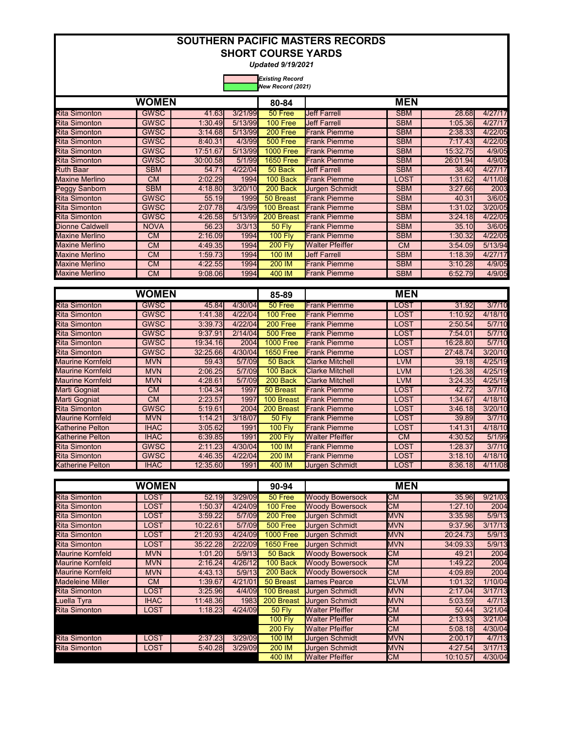# SOUTHERN PACIFIC MASTERS RECORDS
## SHORT COURSE YARDS

*Updated 9/19/2021*

*Existing Record*
*New Record (2021)*

| WOMEN | | | | 80-84 | MEN | | | |
|---|---|---|---|---|---|---|---|---|
| Rita Simonton | GWSC | 41.63 | 3/21/99 | 50 Free | Jeff Farrell | SBM | 28.68 | 4/27/17 |
| Rita Simonton | GWSC | 1:30.49 | 5/13/99 | 100 Free | Jeff Farrell | SBM | 1:05.36 | 4/27/17 |
| Rita Simonton | GWSC | 3:14.68 | 5/13/99 | 200 Free | Frank Piemme | SBM | 2:38.33 | 4/22/05 |
| Rita Simonton | GWSC | 8:40.31 | 4/3/99 | 500 Free | Frank Piemme | SBM | 7:17.43 | 4/22/05 |
| Rita Simonton | GWSC | 17:51.67 | 5/13/99 | 1000 Free | Frank Piemme | SBM | 15:32.75 | 4/9/05 |
| Rita Simonton | GWSC | 30:00.58 | 5/1/99 | 1650 Free | Frank Piemme | SBM | 26:01.94 | 4/9/05 |
| Ruth Baar | SBM | 54.71 | 4/22/04 | 50 Back | Jeff Farrell | SBM | 38.40 | 4/27/17 |
| Maxine Merlino | CM | 2:02.29 | 1994 | 100 Back | Frank Piemme | LOST | 1:31.62 | 4/11/08 |
| Peggy Sanborn | SBM | 4:18.80 | 3/20/10 | 200 Back | Jurgen Schmidt | SBM | 3:27.66 | 2003 |
| Rita Simonton | GWSC | 55.19 | 1999 | 50 Breast | Frank Piemme | SBM | 40.31 | 3/6/05 |
| Rita Simonton | GWSC | 2:07.78 | 4/3/99 | 100 Breast | Frank Piemme | SBM | 1:31.02 | 3/20/05 |
| Rita Simonton | GWSC | 4:26.58 | 5/13/99 | 200 Breast | Frank Piemme | SBM | 3:24.18 | 4/22/05 |
| Dionne Caldwell | NOVA | 56.23 | 3/3/13 | 50 Fly | Frank Piemme | SBM | 35.10 | 3/6/05 |
| Maxine Merlino | CM | 2:16.09 | 1994 | 100 Fly | Frank Piemme | SBM | 1:30.32 | 4/22/05 |
| Maxine Merlino | CM | 4:49.35 | 1994 | 200 Fly | Walter Pfeiffer | CM | 3:54.09 | 5/13/94 |
| Maxine Merlino | CM | 1:59.73 | 1994 | 100 IM | Jeff Farrell | SBM | 1:18.39 | 4/27/17 |
| Maxine Merlino | CM | 4:22.55 | 1994 | 200 IM | Frank Piemme | SBM | 3:10.28 | 4/9/05 |
| Maxine Merlino | CM | 9:08.06 | 1994 | 400 IM | Frank Piemme | SBM | 6:52.79 | 4/9/05 |

| WOMEN | | | | 85-89 | MEN | | | |
|---|---|---|---|---|---|---|---|---|
| Rita Simonton | GWSC | 45.84 | 4/30/04 | 50 Free | Frank Piemme | LOST | 31.92 | 3/7/10 |
| Rita Simonton | GWSC | 1:41.38 | 4/22/04 | 100 Free | Frank Piemme | LOST | 1:10.92 | 4/18/10 |
| Rita Simonton | GWSC | 3:39.73 | 4/22/04 | 200 Free | Frank Piemme | LOST | 2:50.54 | 5/7/10 |
| Rita Simonton | GWSC | 9:37.91 | 2/14/04 | 500 Free | Frank Piemme | LOST | 7:54.01 | 5/7/10 |
| Rita Simonton | GWSC | 19:34.16 | 2004 | 1000 Free | Frank Piemme | LOST | 16:28.80 | 5/7/10 |
| Rita Simonton | GWSC | 32:25.66 | 4/30/04 | 1650 Free | Frank Piemme | LOST | 27:48.74 | 3/20/10 |
| Maurine Kornfeld | MVN | 59.43 | 5/7/09 | 50 Back | Clarke Mitchell | LVM | 39.18 | 4/25/19 |
| Maurine Kornfeld | MVN | 2:06.25 | 5/7/09 | 100 Back | Clarke Mitchell | LVM | 1:26.38 | 4/25/19 |
| Maurine Kornfeld | MVN | 4:28.61 | 5/7/09 | 200 Back | Clarke Mitchell | LVM | 3:24.35 | 4/25/19 |
| Marti Gogniat | CM | 1:04.34 | 1997 | 50 Breast | Frank Piemme | LOST | 42.72 | 3/7/10 |
| Marti Gogniat | CM | 2:23.57 | 1997 | 100 Breast | Frank Piemme | LOST | 1:34.67 | 4/18/10 |
| Rita Simonton | GWSC | 5:19.61 | 2004 | 200 Breast | Frank Piemme | LOST | 3:46.18 | 3/20/10 |
| Maurine Kornfeld | MVN | 1:14.21 | 3/18/07 | 50 Fly | Frank Piemme | LOST | 39.89 | 3/7/10 |
| Katherine Pelton | IHAC | 3:05.62 | 1991 | 100 Fly | Frank Piemme | LOST | 1:41.31 | 4/18/10 |
| Katherine Pelton | IHAC | 6:39.85 | 1991 | 200 Fly | Walter Pfeiffer | CM | 4:30.52 | 5/1/99 |
| Rita Simonton | GWSC | 2:11.23 | 4/30/04 | 100 IM | Frank Piemme | LOST | 1:28.37 | 3/7/10 |
| Rita Simonton | GWSC | 4:46.35 | 4/22/04 | 200 IM | Frank Piemme | LOST | 3:18.10 | 4/18/10 |
| Katherine Pelton | IHAC | 12:35.60 | 1991 | 400 IM | Jurgen Schmidt | LOST | 8:36.18 | 4/11/08 |

| WOMEN | | | | 90-94 | MEN | | | |
|---|---|---|---|---|---|---|---|---|
| Rita Simonton | LOST | 52.19 | 3/29/09 | 50 Free | Woody Bowersock | CM | 35.96 | 9/21/03 |
| Rita Simonton | LOST | 1:50.37 | 4/24/09 | 100 Free | Woody Bowersock | CM | 1:27.10 | 2004 |
| Rita Simonton | LOST | 3:59.22 | 5/7/09 | 200 Free | Jurgen Schmidt | MVN | 3:35.98 | 5/9/13 |
| Rita Simonton | LOST | 10:22.61 | 5/7/09 | 500 Free | Jurgen Schmidt | MVN | 9:37.96 | 3/17/13 |
| Rita Simonton | LOST | 21:20.93 | 4/24/09 | 1000 Free | Jurgen Schmidt | MVN | 20:24.73 | 5/9/13 |
| Rita Simonton | LOST | 35:22.28 | 2/22/09 | 1650 Free | Jurgen Schmidt | MVN | 34:09.33 | 5/9/13 |
| Maurine Kornfeld | MVN | 1:01.20 | 5/9/13 | 50 Back | Woody Bowersock | CM | 49.21 | 2004 |
| Maurine Kornfeld | MVN | 2:16.24 | 4/26/12 | 100 Back | Woody Bowersock | CM | 1:49.22 | 2004 |
| Maurine Kornfeld | MVN | 4:43.13 | 5/9/13 | 200 Back | Woody Bowersock | CM | 4:09.89 | 2004 |
| Madeleine Miller | CM | 1:39.67 | 4/21/01 | 50 Breast | James Pearce | CLVM | 1:01.32 | 1/10/04 |
| Rita Simonton | LOST | 3:25.96 | 4/4/09 | 100 Breast | Jurgen Schmidt | MVN | 2:17.04 | 3/17/13 |
| Luella Tyra | IHAC | 11:48.36 | 1983 | 200 Breast | Jurgen Schmidt | MVN | 5:03.59 | 4/7/13 |
| Rita Simonton | LOST | 1:18.23 | 4/24/09 | 50 Fly | Walter Pfeiffer | CM | 50.44 | 3/21/04 |
| | | | | 100 Fly | Walter Pfeiffer | CM | 2:13.93 | 3/21/04 |
| | | | | 200 Fly | Walter Pfeiffer | CM | 5:08.18 | 4/30/04 |
| Rita Simonton | LOST | 2:37.23 | 3/29/09 | 100 IM | Jurgen Schmidt | MVN | 2:00.17 | 4/7/13 |
| Rita Simonton | LOST | 5:40.28 | 3/29/09 | 200 IM | Jurgen Schmidt | MVN | 4:27.54 | 3/17/13 |
| | | | | 400 IM | Walter Pfeiffer | CM | 10:10.57 | 4/30/04 |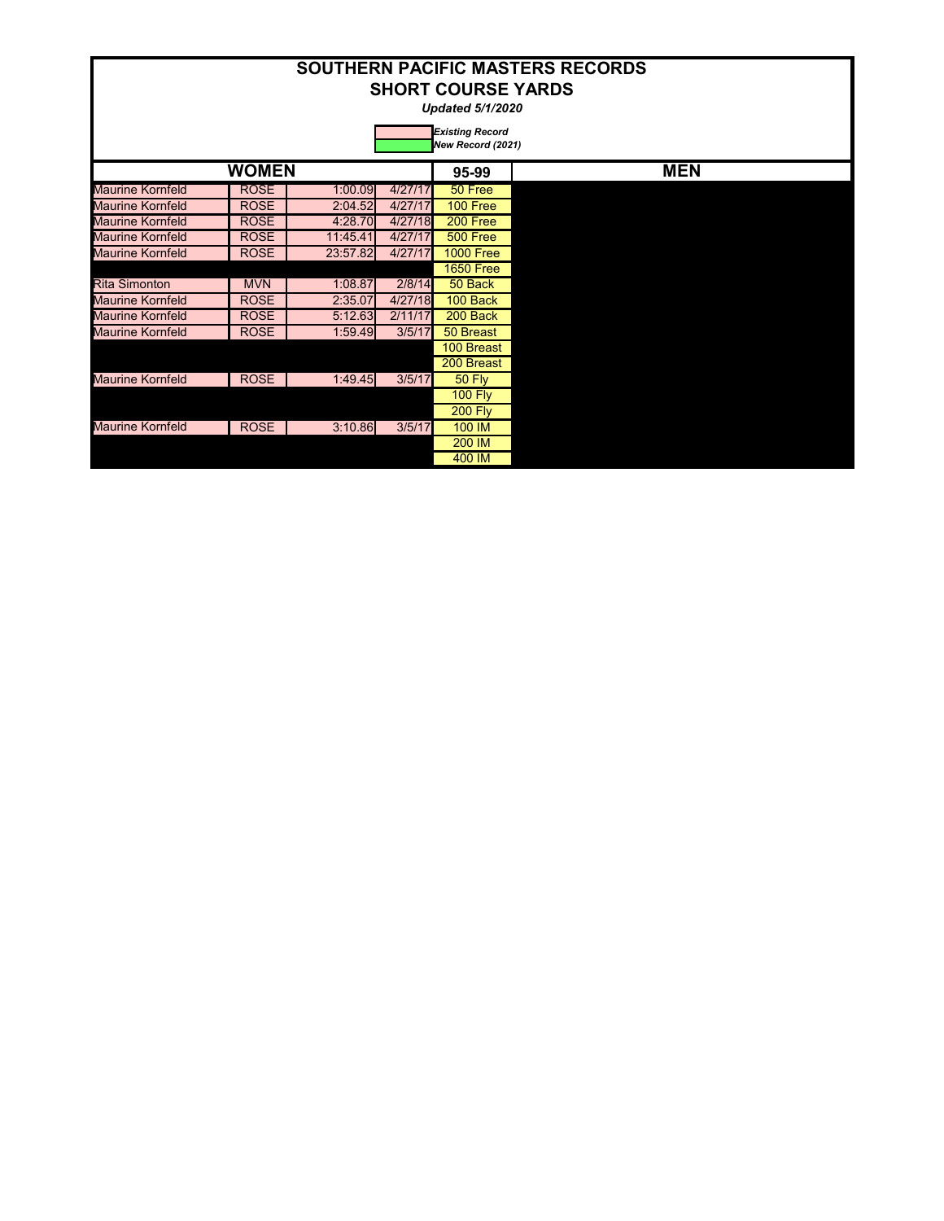# SOUTHERN PACIFIC MASTERS RECORDS
## SHORT COURSE YARDS

*Updated 5/1/2020*

*Existing Record*
*New Record (2021)*

| WOMEN | | | | 95-99 | MEN |
|---|---|---|---|---|---|
| Maurine Kornfeld | ROSE | 1:00.09 | 4/27/17 | 50 Free | |
| Maurine Kornfeld | ROSE | 2:04.52 | 4/27/17 | 100 Free | |
| Maurine Kornfeld | ROSE | 4:28.70 | 4/27/18 | 200 Free | |
| Maurine Kornfeld | ROSE | 11:45.41 | 4/27/17 | 500 Free | |
| Maurine Kornfeld | ROSE | 23:57.82 | 4/27/17 | 1000 Free | |
| | | | | 1650 Free | |
| Rita Simonton | MVN | 1:08.87 | 2/8/14 | 50 Back | |
| Maurine Kornfeld | ROSE | 2:35.07 | 4/27/18 | 100 Back | |
| Maurine Kornfeld | ROSE | 5:12.63 | 2/11/17 | 200 Back | |
| Maurine Kornfeld | ROSE | 1:59.49 | 3/5/17 | 50 Breast | |
| | | | | 100 Breast | |
| | | | | 200 Breast | |
| Maurine Kornfeld | ROSE | 1:49.45 | 3/5/17 | 50 Fly | |
| | | | | 100 Fly | |
| | | | | 200 Fly | |
| Maurine Kornfeld | ROSE | 3:10.86 | 3/5/17 | 100 IM | |
| | | | | 200 IM | |
| | | | | 400 IM | |